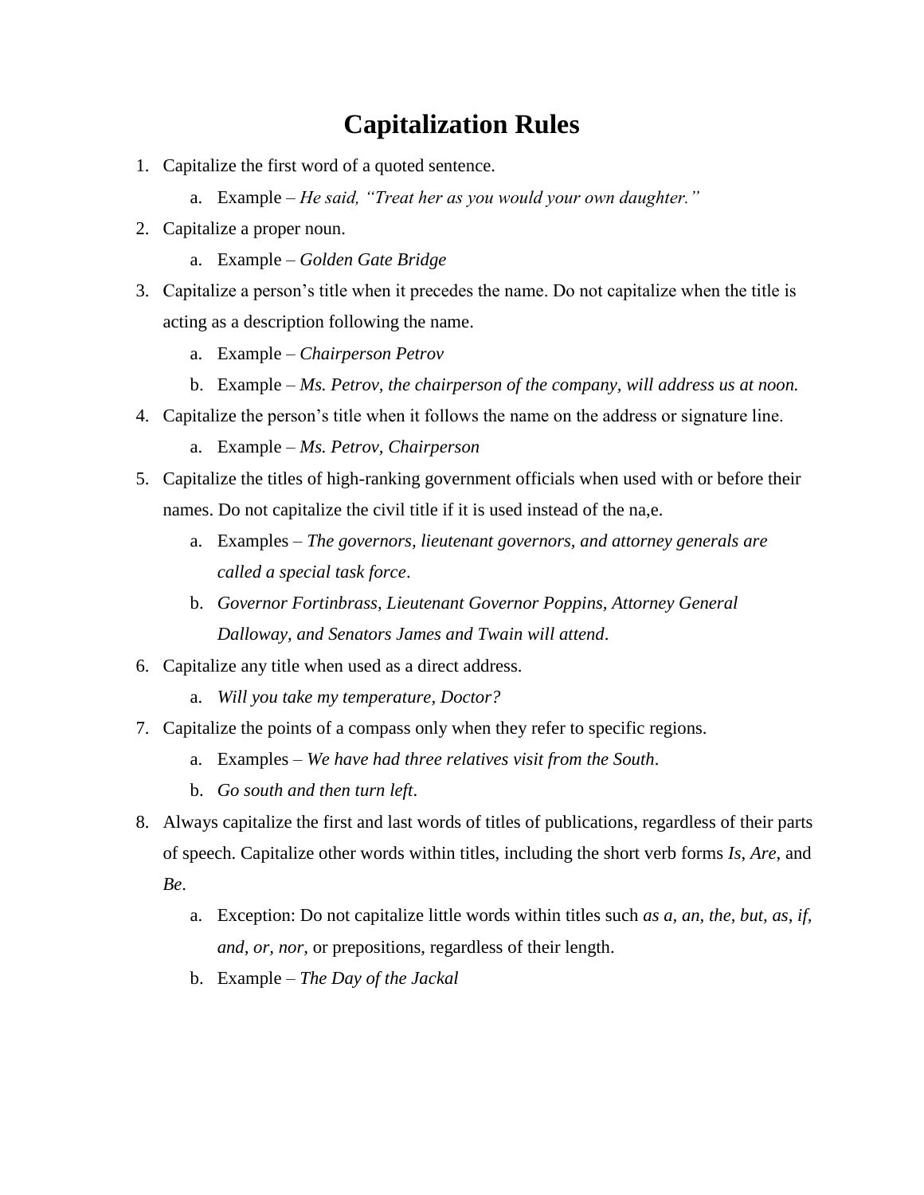# Capitalization Rules

1. Capitalize the first word of a quoted sentence.
   a. Example – *He said, "Treat her as you would your own daughter."*
2. Capitalize a proper noun.
   a. Example – *Golden Gate Bridge*
3. Capitalize a person's title when it precedes the name. Do not capitalize when the title is acting as a description following the name.
   a. Example – *Chairperson Petrov*
   b. Example – *Ms. Petrov, the chairperson of the company, will address us at noon.*
4. Capitalize the person's title when it follows the name on the address or signature line.
   a. Example – *Ms. Petrov, Chairperson*
5. Capitalize the titles of high-ranking government officials when used with or before their names. Do not capitalize the civil title if it is used instead of the na,e.
   a. Examples – *The governors, lieutenant governors, and attorney generals are called a special task force*.
   b. *Governor Fortinbrass, Lieutenant Governor Poppins, Attorney General Dalloway, and Senators James and Twain will attend*.
6. Capitalize any title when used as a direct address.
   a. *Will you take my temperature, Doctor?*
7. Capitalize the points of a compass only when they refer to specific regions.
   a. Examples – *We have had three relatives visit from the South*.
   b. *Go south and then turn left*.
8. Always capitalize the first and last words of titles of publications, regardless of their parts of speech. Capitalize other words within titles, including the short verb forms *Is, Are*, and *Be*.
   a. Exception: Do not capitalize little words within titles such *as a, an, the, but, as, if, and, or, nor,* or prepositions, regardless of their length.
   b. Example – *The Day of the Jackal*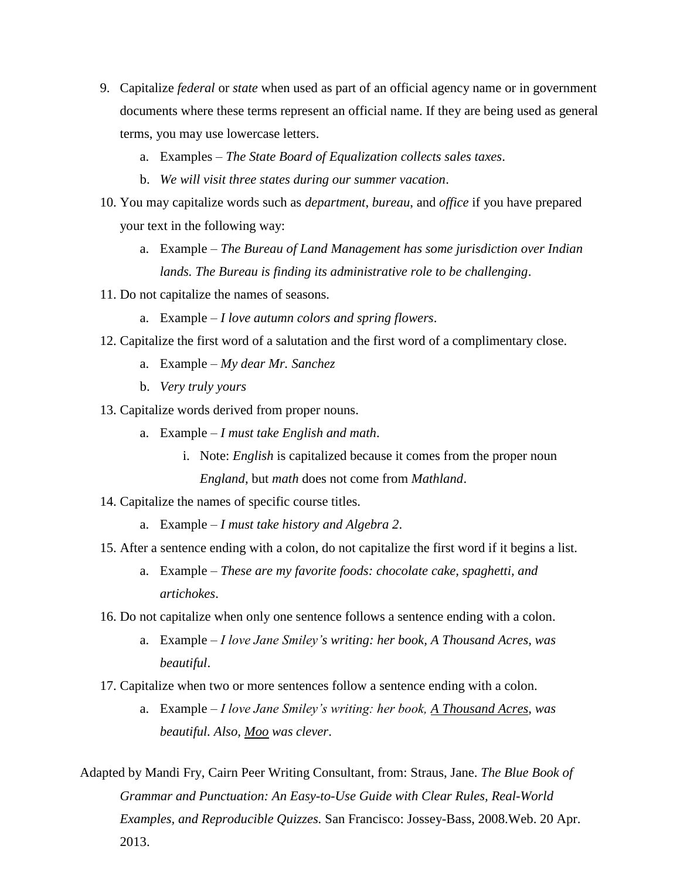9. Capitalize *federal* or *state* when used as part of an official agency name or in government documents where these terms represent an official name. If they are being used as general terms, you may use lowercase letters.
   a. Examples – *The State Board of Equalization collects sales taxes*.
   b. *We will visit three states during our summer vacation*.
10. You may capitalize words such as *department*, *bureau*, and *office* if you have prepared your text in the following way:
    a. Example – *The Bureau of Land Management has some jurisdiction over Indian lands. The Bureau is finding its administrative role to be challenging*.
11. Do not capitalize the names of seasons.
    a. Example – *I love autumn colors and spring flowers*.
12. Capitalize the first word of a salutation and the first word of a complimentary close.
    a. Example – *My dear Mr. Sanchez*
    b. *Very truly yours*
13. Capitalize words derived from proper nouns.
    a. Example – *I must take English and math*.
       i. Note: *English* is capitalized because it comes from the proper noun *England*, but *math* does not come from *Mathland*.
14. Capitalize the names of specific course titles.
    a. Example – *I must take history and Algebra 2*.
15. After a sentence ending with a colon, do not capitalize the first word if it begins a list.
    a. Example – *These are my favorite foods: chocolate cake, spaghetti, and artichokes*.
16. Do not capitalize when only one sentence follows a sentence ending with a colon.
    a. Example – *I love Jane Smiley's writing: her book, A Thousand Acres, was beautiful*.
17. Capitalize when two or more sentences follow a sentence ending with a colon.
    a. Example – *I love Jane Smiley's writing: her book, <u>A Thousand Acres</u>, was beautiful. Also, <u>Moo</u> was clever*.

Adapted by Mandi Fry, Cairn Peer Writing Consultant, from: Straus, Jane. *The Blue Book of Grammar and Punctuation: An Easy-to-Use Guide with Clear Rules, Real-World Examples, and Reproducible Quizzes.* San Francisco: Jossey-Bass, 2008.Web. 20 Apr. 2013.